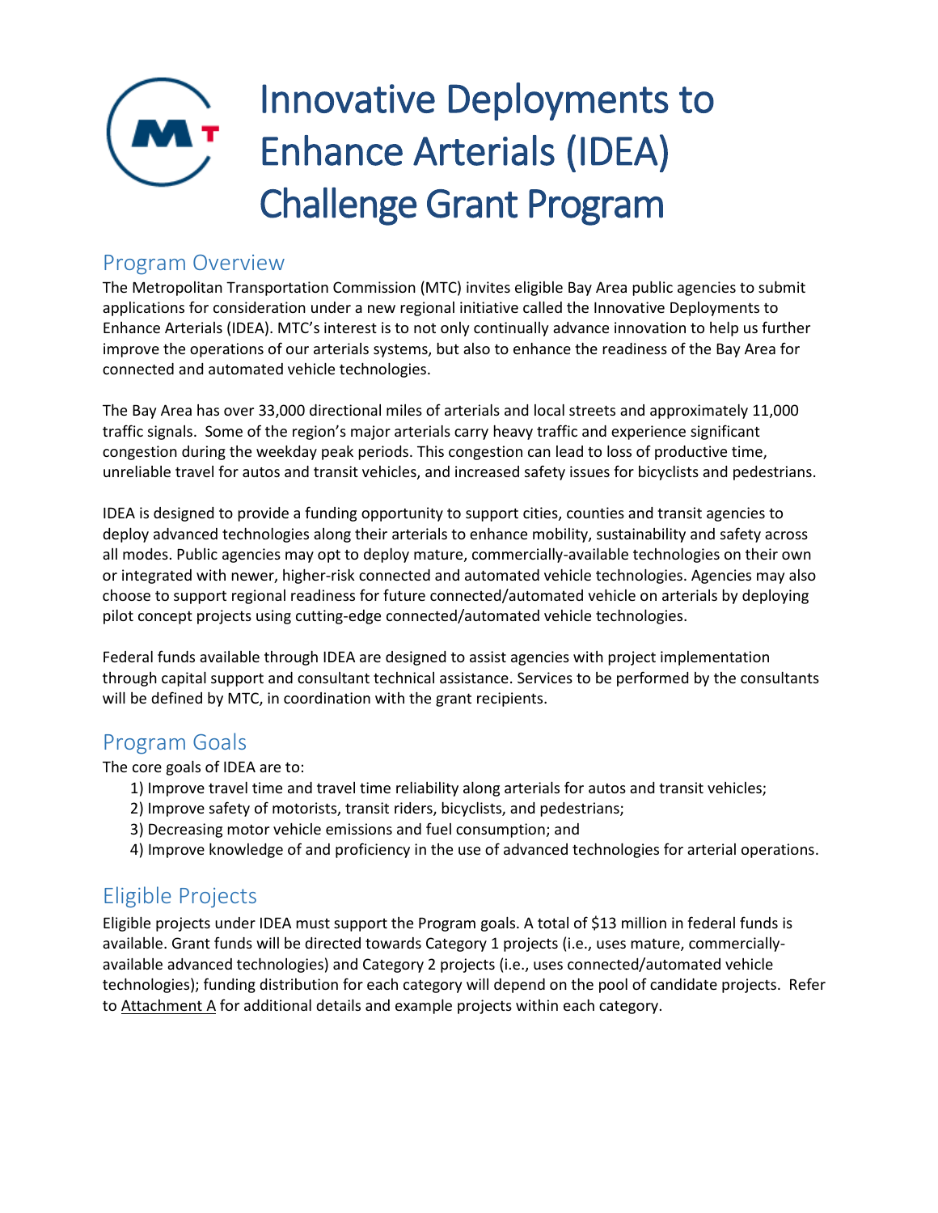# Innovative Deployments to Enhance Arterials (IDEA) Challenge Grant Program

## Program Overview

The Metropolitan Transportation Commission (MTC) invites eligible Bay Area public agencies to submit applications for consideration under a new regional initiative called the Innovative Deployments to Enhance Arterials (IDEA). MTC's interest is to not only continually advance innovation to help us further improve the operations of our arterials systems, but also to enhance the readiness of the Bay Area for connected and automated vehicle technologies.

The Bay Area has over 33,000 directional miles of arterials and local streets and approximately 11,000 traffic signals. Some of the region's major arterials carry heavy traffic and experience significant congestion during the weekday peak periods. This congestion can lead to loss of productive time, unreliable travel for autos and transit vehicles, and increased safety issues for bicyclists and pedestrians.

IDEA is designed to provide a funding opportunity to support cities, counties and transit agencies to deploy advanced technologies along their arterials to enhance mobility, sustainability and safety across all modes. Public agencies may opt to deploy mature, commercially-available technologies on their own or integrated with newer, higher-risk connected and automated vehicle technologies. Agencies may also choose to support regional readiness for future connected/automated vehicle on arterials by deploying pilot concept projects using cutting-edge connected/automated vehicle technologies.

Federal funds available through IDEA are designed to assist agencies with project implementation through capital support and consultant technical assistance. Services to be performed by the consultants will be defined by MTC, in coordination with the grant recipients.

## Program Goals

The core goals of IDEA are to:

1) Improve travel time and travel time reliability along arterials for autos and transit vehicles;
2) Improve safety of motorists, transit riders, bicyclists, and pedestrians;
3) Decreasing motor vehicle emissions and fuel consumption; and
4) Improve knowledge of and proficiency in the use of advanced technologies for arterial operations.

## Eligible Projects

Eligible projects under IDEA must support the Program goals. A total of $13 million in federal funds is available. Grant funds will be directed towards Category 1 projects (i.e., uses mature, commercially-available advanced technologies) and Category 2 projects (i.e., uses connected/automated vehicle technologies); funding distribution for each category will depend on the pool of candidate projects. Refer to Attachment A for additional details and example projects within each category.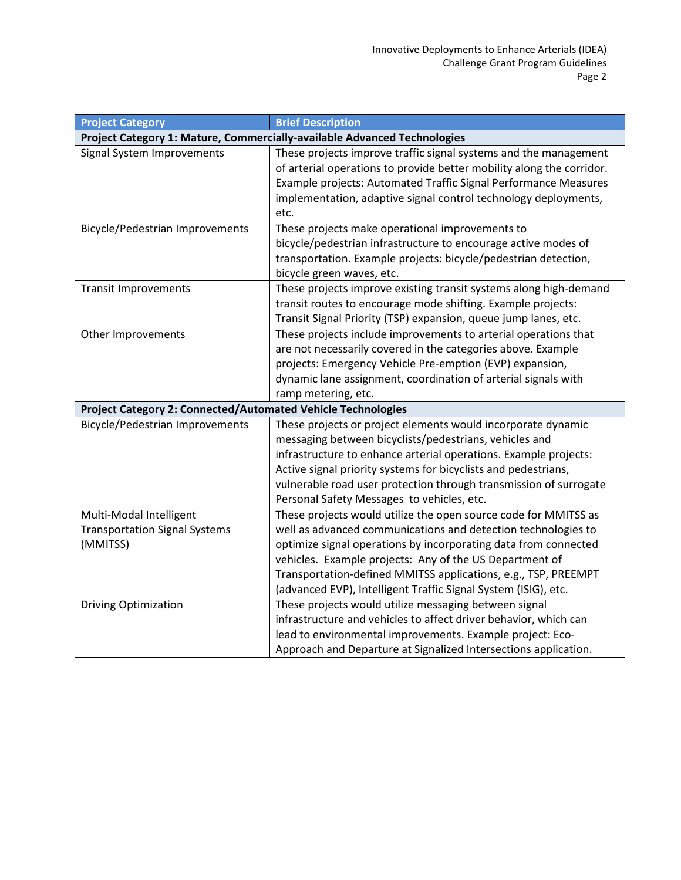| Project Category | Brief Description |
| --- | --- |
| **Project Category 1: Mature, Commercially-available Advanced Technologies** | |
| Signal System Improvements | These projects improve traffic signal systems and the management of arterial operations to provide better mobility along the corridor. Example projects: Automated Traffic Signal Performance Measures implementation, adaptive signal control technology deployments, etc. |
| Bicycle/Pedestrian Improvements | These projects make operational improvements to bicycle/pedestrian infrastructure to encourage active modes of transportation. Example projects: bicycle/pedestrian detection, bicycle green waves, etc. |
| Transit Improvements | These projects improve existing transit systems along high-demand transit routes to encourage mode shifting. Example projects: Transit Signal Priority (TSP) expansion, queue jump lanes, etc. |
| Other Improvements | These projects include improvements to arterial operations that are not necessarily covered in the categories above. Example projects: Emergency Vehicle Pre-emption (EVP) expansion, dynamic lane assignment, coordination of arterial signals with ramp metering, etc. |
| **Project Category 2: Connected/Automated Vehicle Technologies** | |
| Bicycle/Pedestrian Improvements | These projects or project elements would incorporate dynamic messaging between bicyclists/pedestrians, vehicles and infrastructure to enhance arterial operations. Example projects: Active signal priority systems for bicyclists and pedestrians, vulnerable road user protection through transmission of surrogate Personal Safety Messages to vehicles, etc. |
| Multi-Modal Intelligent Transportation Signal Systems (MMITSS) | These projects would utilize the open source code for MMITSS as well as advanced communications and detection technologies to optimize signal operations by incorporating data from connected vehicles. Example projects: Any of the US Department of Transportation-defined MMITSS applications, e.g., TSP, PREEMPT (advanced EVP), Intelligent Traffic Signal System (ISIG), etc. |
| Driving Optimization | These projects would utilize messaging between signal infrastructure and vehicles to affect driver behavior, which can lead to environmental improvements. Example project: Eco-Approach and Departure at Signalized Intersections application. |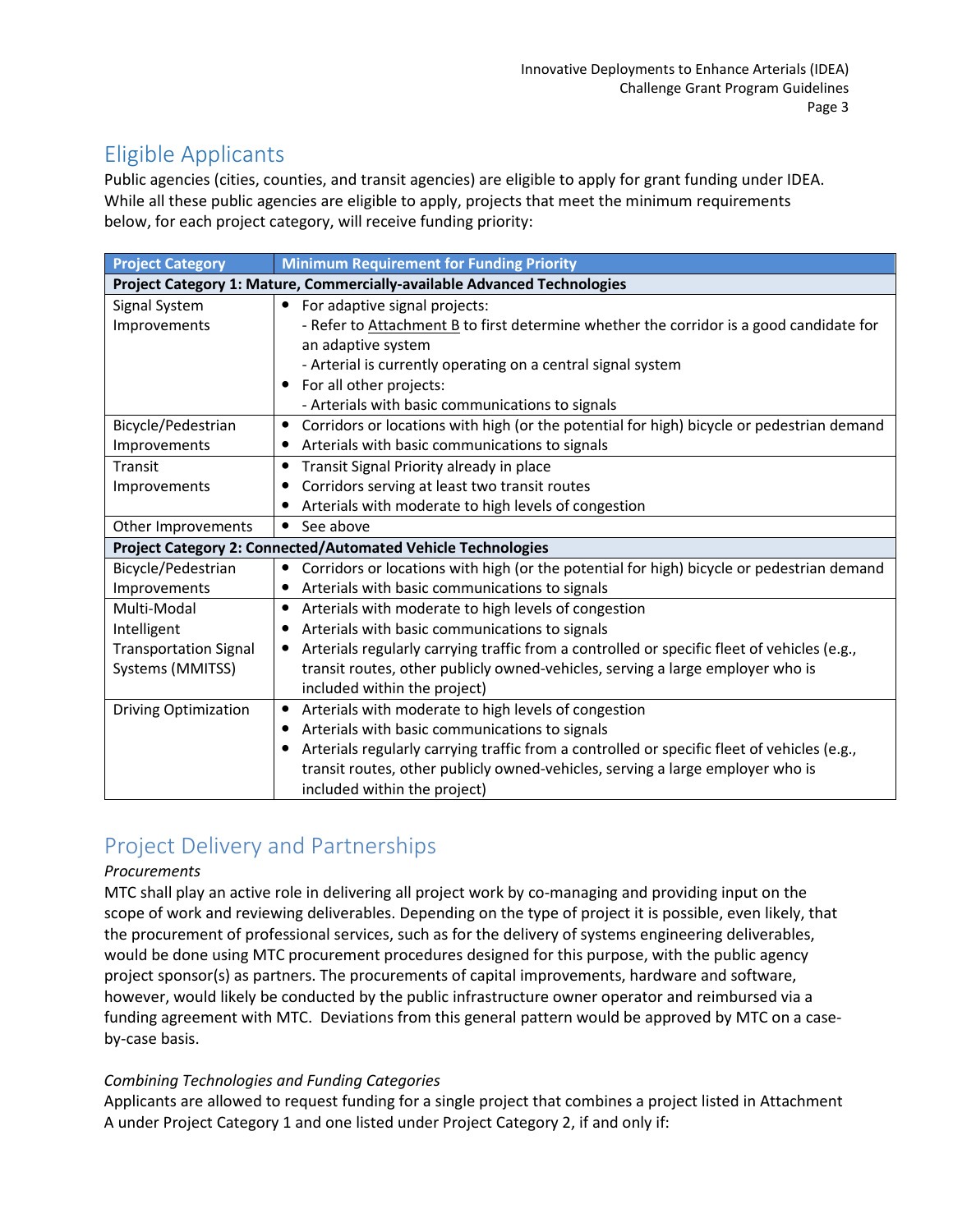## Eligible Applicants

Public agencies (cities, counties, and transit agencies) are eligible to apply for grant funding under IDEA. While all these public agencies are eligible to apply, projects that meet the minimum requirements below, for each project category, will receive funding priority:

| Project Category | Minimum Requirement for Funding Priority |
|---|---|
| **Project Category 1: Mature, Commercially-available Advanced Technologies** | |
| Signal System Improvements | • For adapted signal projects:<br>- Refer to Attachment B to first determine whether the corridor is a good candidate for an adaptive system<br>- Arterial is currently operating on a central signal system<br>• For all other projects:<br>- Arterials with basic communications to signals |
| Bicycle/Pedestrian Improvements | • Corridors or locations with high (or the potential for high) bicycle or pedestrian demand<br>• Arterials with basic communications to signals |
| Transit Improvements | • Transit Signal Priority already in place<br>• Corridors serving at least two transit routes<br>• Arterials with moderate to high levels of congestion |
| Other Improvements | • See above |
| **Project Category 2: Connected/Automated Vehicle Technologies** | |
| Bicycle/Pedestrian Improvements | • Corridors or locations with high (or the potential for high) bicycle or pedestrian demand<br>• Arterials with basic communications to signals |
| Multi-Modal Intelligent Transportation Signal Systems (MMITSS) | • Arterials with moderate to high levels of congestion<br>• Arterials with basic communications to signals<br>• Arterials regularly carrying traffic from a controlled or specific fleet of vehicles (e.g., transit routes, other publicly owned-vehicles, serving a large employer who is included within the project) |
| Driving Optimization | • Arterials with moderate to high levels of congestion<br>• Arterials with basic communications to signals<br>• Arterials regularly carrying traffic from a controlled or specific fleet of vehicles (e.g., transit routes, other publicly owned-vehicles, serving a large employer who is included within the project) |

## Project Delivery and Partnerships

*Procurements*

MTC shall play an active role in delivering all project work by co-managing and providing input on the scope of work and reviewing deliverables. Depending on the type of project it is possible, even likely, that the procurement of professional services, such as for the delivery of systems engineering deliverables, would be done using MTC procurement procedures designed for this purpose, with the public agency project sponsor(s) as partners. The procurements of capital improvements, hardware and software, however, would likely be conducted by the public infrastructure owner operator and reimbursed via a funding agreement with MTC. Deviations from this general pattern would be approved by MTC on a case-by-case basis.

*Combining Technologies and Funding Categories*

Applicants are allowed to request funding for a single project that combines a project listed in Attachment A under Project Category 1 and one listed under Project Category 2, if and only if: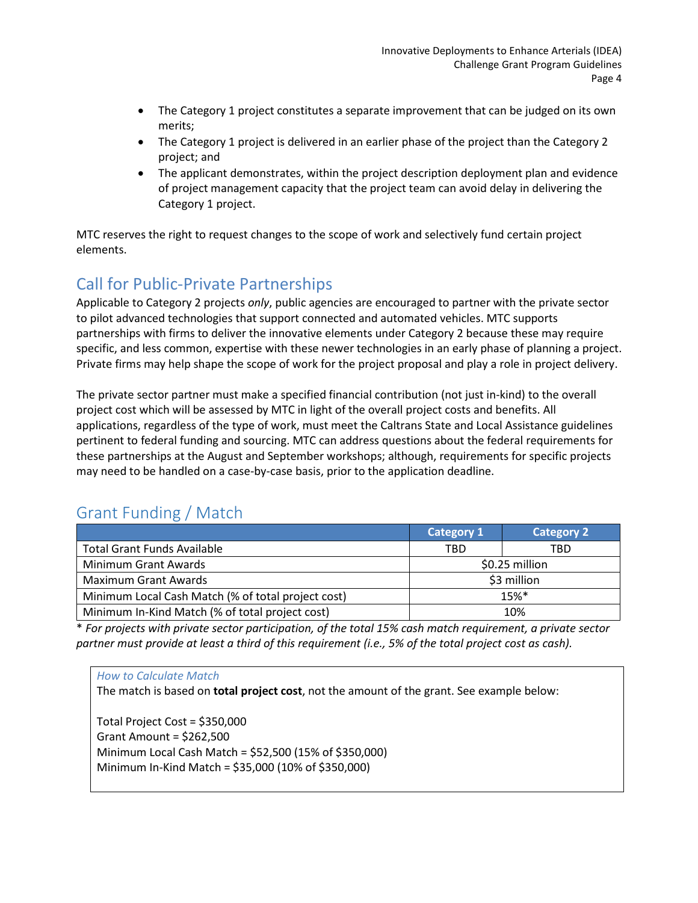- The Category 1 project constitutes a separate improvement that can be judged on its own merits;
- The Category 1 project is delivered in an earlier phase of the project than the Category 2 project; and
- The applicant demonstrates, within the project description deployment plan and evidence of project management capacity that the project team can avoid delay in delivering the Category 1 project.

MTC reserves the right to request changes to the scope of work and selectively fund certain project elements.

## Call for Public-Private Partnerships

Applicable to Category 2 projects *only*, public agencies are encouraged to partner with the private sector to pilot advanced technologies that support connected and automated vehicles. MTC supports partnerships with firms to deliver the innovative elements under Category 2 because these may require specific, and less common, expertise with these newer technologies in an early phase of planning a project. Private firms may help shape the scope of work for the project proposal and play a role in project delivery.

The private sector partner must make a specified financial contribution (not just in-kind) to the overall project cost which will be assessed by MTC in light of the overall project costs and benefits. All applications, regardless of the type of work, must meet the Caltrans State and Local Assistance guidelines pertinent to federal funding and sourcing. MTC can address questions about the federal requirements for these partnerships at the August and September workshops; although, requirements for specific projects may need to be handled on a case-by-case basis, prior to the application deadline.

## Grant Funding / Match

| | Category 1 | Category 2 |
|---|---|---|
| Total Grant Funds Available | TBD | TBD |
| Minimum Grant Awards | $0.25 million | |
| Maximum Grant Awards | $3 million | |
| Minimum Local Cash Match (% of total project cost) | 15%* | |
| Minimum In-Kind Match (% of total project cost) | 10% | |

\* *For projects with private sector participation, of the total 15% cash match requirement, a private sector partner must provide at least a third of this requirement (i.e., 5% of the total project cost as cash).*

*How to Calculate Match*

The match is based on **total project cost**, not the amount of the grant. See example below:

Total Project Cost = $350,000
Grant Amount = $262,500
Minimum Local Cash Match = $52,500 (15% of $350,000)
Minimum In-Kind Match = $35,000 (10% of $350,000)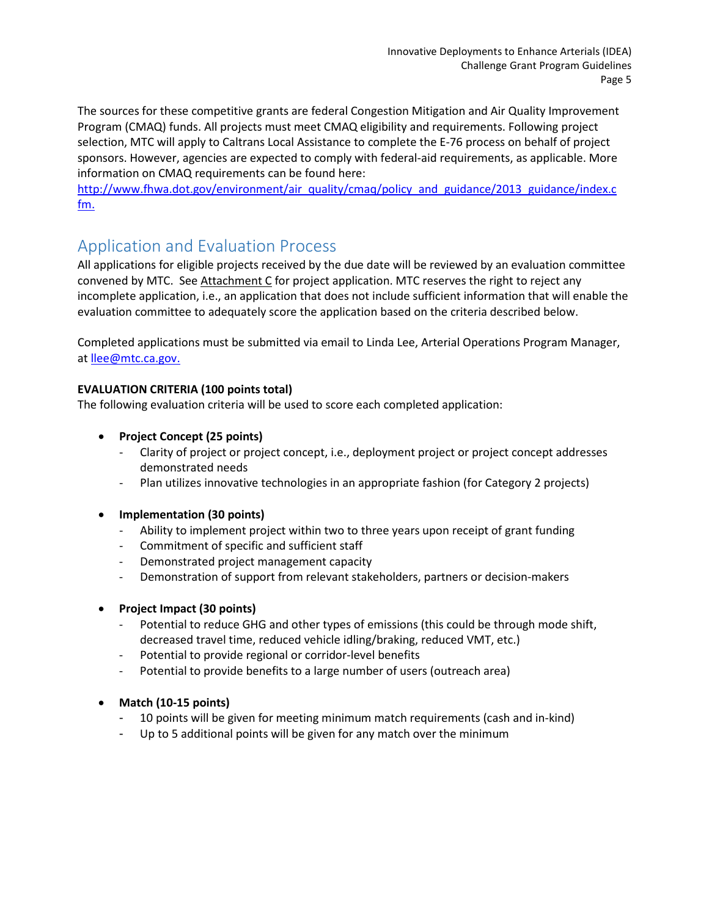The sources for these competitive grants are federal Congestion Mitigation and Air Quality Improvement Program (CMAQ) funds. All projects must meet CMAQ eligibility and requirements. Following project selection, MTC will apply to Caltrans Local Assistance to complete the E-76 process on behalf of project sponsors. However, agencies are expected to comply with federal-aid requirements, as applicable. More information on CMAQ requirements can be found here: [http://www.fhwa.dot.gov/environment/air_quality/cmaq/policy_and_guidance/2013_guidance/index.cfm.](http://www.fhwa.dot.gov/environment/air_quality/cmaq/policy_and_guidance/2013_guidance/index.cfm)

## Application and Evaluation Process

All applications for eligible projects received by the due date will be reviewed by an evaluation committee convened by MTC. See Attachment C for project application. MTC reserves the right to reject any incomplete application, i.e., an application that does not include sufficient information that will enable the evaluation committee to adequately score the application based on the criteria described below.

Completed applications must be submitted via email to Linda Lee, Arterial Operations Program Manager, at [llee@mtc.ca.gov.](mailto:llee@mtc.ca.gov)

**EVALUATION CRITERIA (100 points total)**

The following evaluation criteria will be used to score each completed application:

- **Project Concept (25 points)**
  - Clarity of project or project concept, i.e., deployment project or project concept addresses demonstrated needs
  - Plan utilizes innovative technologies in an appropriate fashion (for Category 2 projects)

- **Implementation (30 points)**
  - Ability to implement project within two to three years upon receipt of grant funding
  - Commitment of specific and sufficient staff
  - Demonstrated project management capacity
  - Demonstration of support from relevant stakeholders, partners or decision-makers

- **Project Impact (30 points)**
  - Potential to reduce GHG and other types of emissions (this could be through mode shift, decreased travel time, reduced vehicle idling/braking, reduced VMT, etc.)
  - Potential to provide regional or corridor-level benefits
  - Potential to provide benefits to a large number of users (outreach area)

- **Match (10-15 points)**
  - 10 points will be given for meeting minimum match requirements (cash and in-kind)
  - Up to 5 additional points will be given for any match over the minimum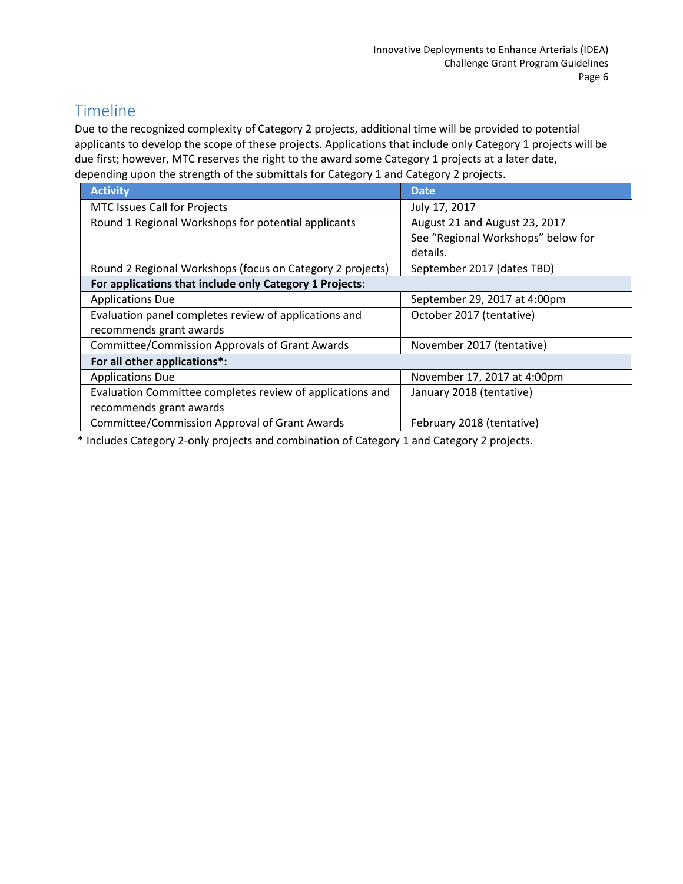## Timeline

Due to the recognized complexity of Category 2 projects, additional time will be provided to potential applicants to develop the scope of these projects. Applications that include only Category 1 projects will be due first; however, MTC reserves the right to the award some Category 1 projects at a later date, depending upon the strength of the submittals for Category 1 and Category 2 projects.

| Activity | Date |
|---|---|
| MTC Issues Call for Projects | July 17, 2017 |
| Round 1 Regional Workshops for potential applicants | August 21 and August 23, 2017<br>See "Regional Workshops" below for details. |
| Round 2 Regional Workshops (focus on Category 2 projects) | September 2017 (dates TBD) |
| **For applications that include only Category 1 Projects:** | |
| Applications Due | September 29, 2017 at 4:00pm |
| Evaluation panel completes review of applications and recommends grant awards | October 2017 (tentative) |
| Committee/Commission Approvals of Grant Awards | November 2017 (tentative) |
| **For all other applications*:** | |
| Applications Due | November 17, 2017 at 4:00pm |
| Evaluation Committee completes review of applications and recommends grant awards | January 2018 (tentative) |
| Committee/Commission Approval of Grant Awards | February 2018 (tentative) |

* Includes Category 2-only projects and combination of Category 1 and Category 2 projects.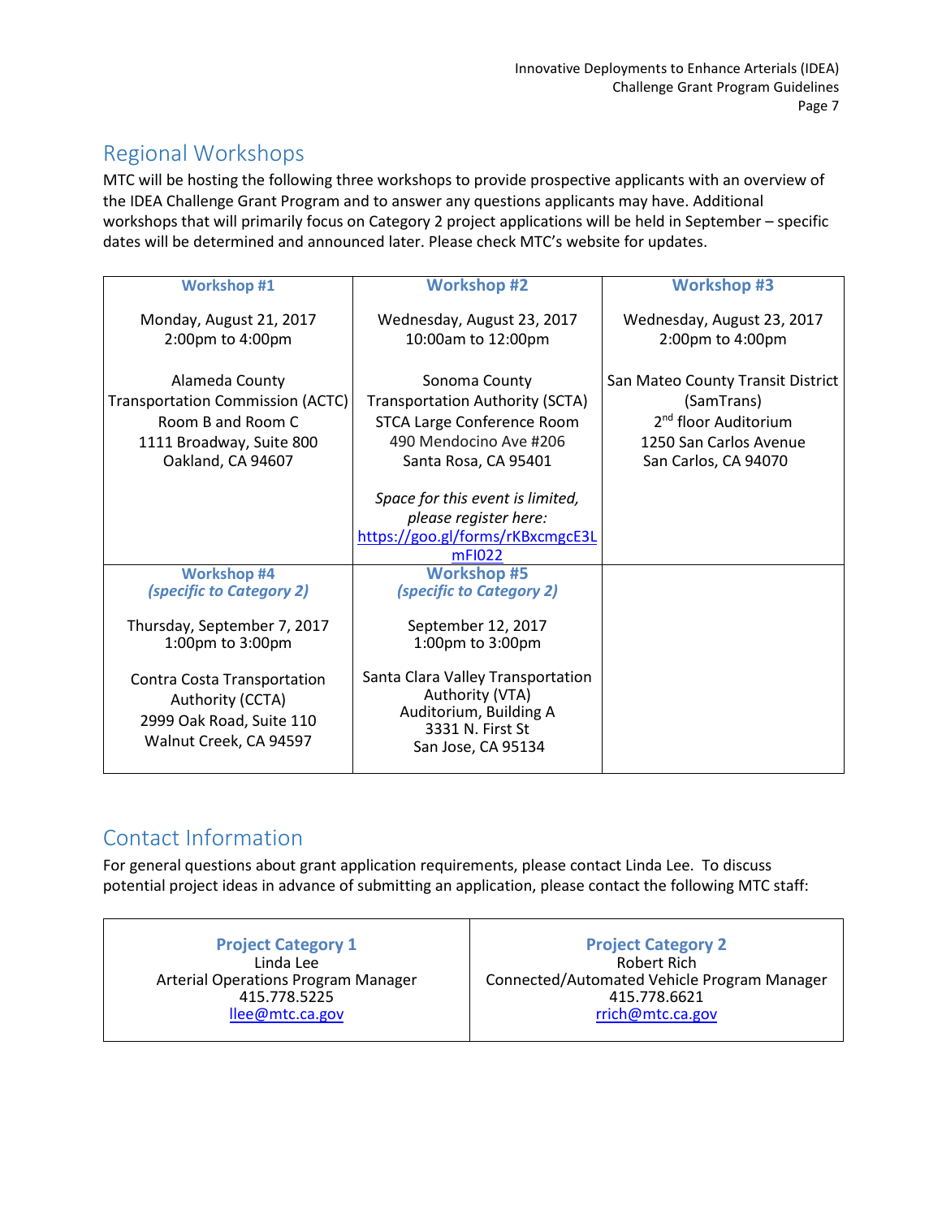## Regional Workshops

MTC will be hosting the following three workshops to provide prospective applicants with an overview of the IDEA Challenge Grant Program and to answer any questions applicants may have. Additional workshops that will primarily focus on Category 2 project applications will be held in September – specific dates will be determined and announced later. Please check MTC's website for updates.

| Workshop #1 | Workshop #2 | Workshop #3 |
|---|---|---|
| Monday, August 21, 2017<br>2:00pm to 4:00pm<br><br>Alameda County Transportation Commission (ACTC)<br>Room B and Room C<br>1111 Broadway, Suite 800<br>Oakland, CA 94607 | Wednesday, August 23, 2017<br>10:00am to 12:00pm<br><br>Sonoma County Transportation Authority (SCTA)<br>STCA Large Conference Room<br>490 Mendocino Ave #206<br>Santa Rosa, CA 95401<br><br>*Space for this event is limited, please register here:*<br>https://goo.gl/forms/rKBxcmgcE3LmFI022 | Wednesday, August 23, 2017<br>2:00pm to 4:00pm<br><br>San Mateo County Transit District (SamTrans)<br>2nd floor Auditorium<br>1250 San Carlos Avenue<br>San Carlos, CA 94070 |
| **Workshop #4**<br>***(specific to Category 2)***<br><br>Thursday, September 7, 2017<br>1:00pm to 3:00pm<br><br>Contra Costa Transportation Authority (CCTA)<br>2999 Oak Road, Suite 110<br>Walnut Creek, CA 94597 | **Workshop #5**<br>***(specific to Category 2)***<br><br>September 12, 2017<br>1:00pm to 3:00pm<br><br>Santa Clara Valley Transportation Authority (VTA)<br>Auditorium, Building A<br>3331 N. First St<br>San Jose, CA 95134 | |

## Contact Information

For general questions about grant application requirements, please contact Linda Lee. To discuss potential project ideas in advance of submitting an application, please contact the following MTC staff:

| Project Category 1 | Project Category 2 |
|---|---|
| Linda Lee<br>Arterial Operations Program Manager<br>415.778.5225<br>llee@mtc.ca.gov | Robert Rich<br>Connected/Automated Vehicle Program Manager<br>415.778.6621<br>rrich@mtc.ca.gov |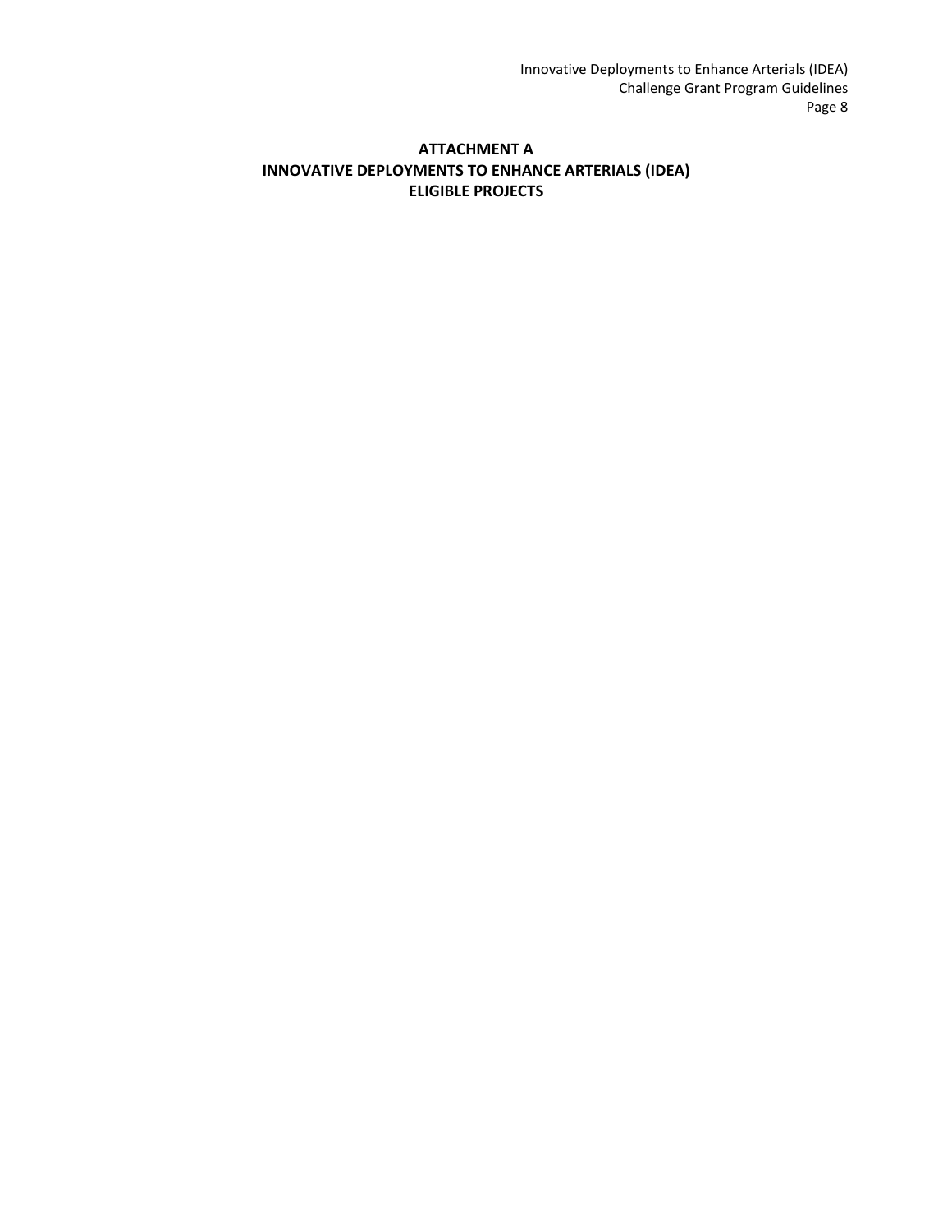# ATTACHMENT A
# INNOVATIVE DEPLOYMENTS TO ENHANCE ARTERIALS (IDEA)
# ELIGIBLE PROJECTS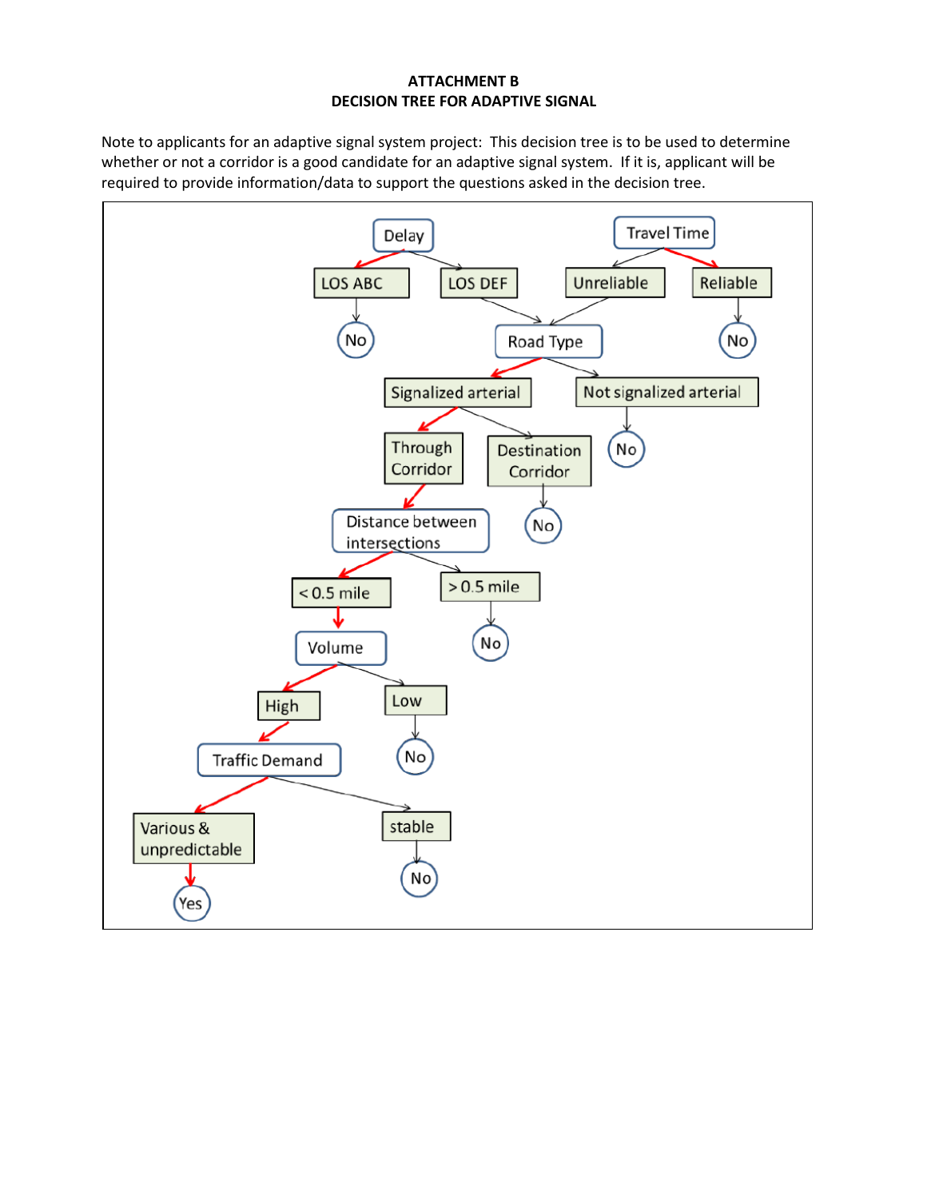**ATTACHMENT B**
**DECISION TREE FOR ADAPTIVE SIGNAL**

Note to applicants for an adaptive signal system project: This decision tree is to be used to determine whether or not a corridor is a good candidate for an adaptive signal system. If it is, applicant will be required to provide information/data to support the questions asked in the decision tree.

- Delay
  - LOS ABC → No
  - LOS DEF → Road Type
- Travel Time
  - Unreliable → Road Type
  - Reliable → No
- Road Type
  - Signalized arterial
    - Through Corridor → Distance between intersections
    - Destination Corridor → No
  - Not signalized arterial → No
- Distance between intersections
  - < 0.5 mile → Volume
  - > 0.5 mile → No
- Volume
  - High → Traffic Demand
  - Low → No
- Traffic Demand
  - Various & unpredictable → Yes
  - stable → No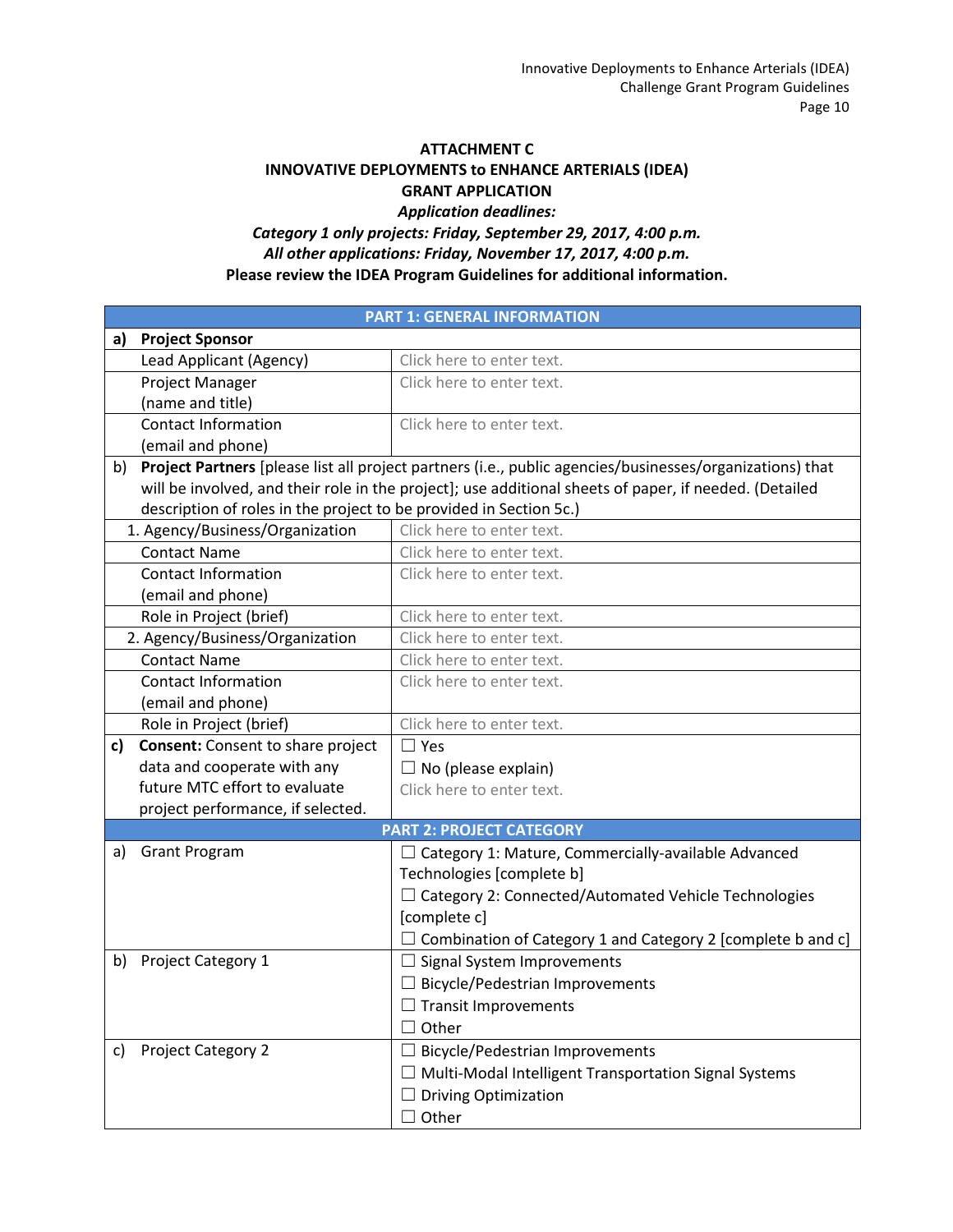**ATTACHMENT C**

**INNOVATIVE DEPLOYMENTS to ENHANCE ARTERIALS (IDEA)**

**GRANT APPLICATION**

***Application deadlines:***

***Category 1 only projects: Friday, September 29, 2017, 4:00 p.m.***

***All other applications: Friday, November 17, 2017, 4:00 p.m.***

**Please review the IDEA Program Guidelines for additional information.**

| **PART 1: GENERAL INFORMATION** | | |
|---|---|---|
| **a)** | **Project Sponsor** | |
| | Lead Applicant (Agency) | Click here to enter text. |
| | Project Manager (name and title) | Click here to enter text. |
| | Contact Information (email and phone) | Click here to enter text. |
| b) | **Project Partners** [please list all project partners (i.e., public agencies/businesses/organizations) that will be involved, and their role in the project]; use additional sheets of paper, if needed. (Detailed description of roles in the project to be provided in Section 5c.) | |
| | 1. Agency/Business/Organization | Click here to enter text. |
| | Contact Name | Click here to enter text. |
| | Contact Information (email and phone) | Click here to enter text. |
| | Role in Project (brief) | Click here to enter text. |
| | 2. Agency/Business/Organization | Click here to enter text. |
| | Contact Name | Click here to enter text. |
| | Contact Information (email and phone) | Click here to enter text. |
| | Role in Project (brief) | Click here to enter text. |
| **c)** | **Consent:** Consent to share project data and cooperate with any future MTC effort to evaluate project performance, if selected. | ☐ Yes<br>☐ No (please explain)<br>Click here to enter text. |
| **PART 2: PROJECT CATEGORY** | | |
| a) | Grant Program | ☐ Category 1: Mature, Commercially-available Advanced Technologies [complete b]<br>☐ Category 2: Connected/Automated Vehicle Technologies [complete c]<br>☐ Combination of Category 1 and Category 2 [complete b and c] |
| b) | Project Category 1 | ☐ Signal System Improvements<br>☐ Bicycle/Pedestrian Improvements<br>☐ Transit Improvements<br>☐ Other |
| c) | Project Category 2 | ☐ Bicycle/Pedestrian Improvements<br>☐ Multi-Modal Intelligent Transportation Signal Systems<br>☐ Driving Optimization<br>☐ Other |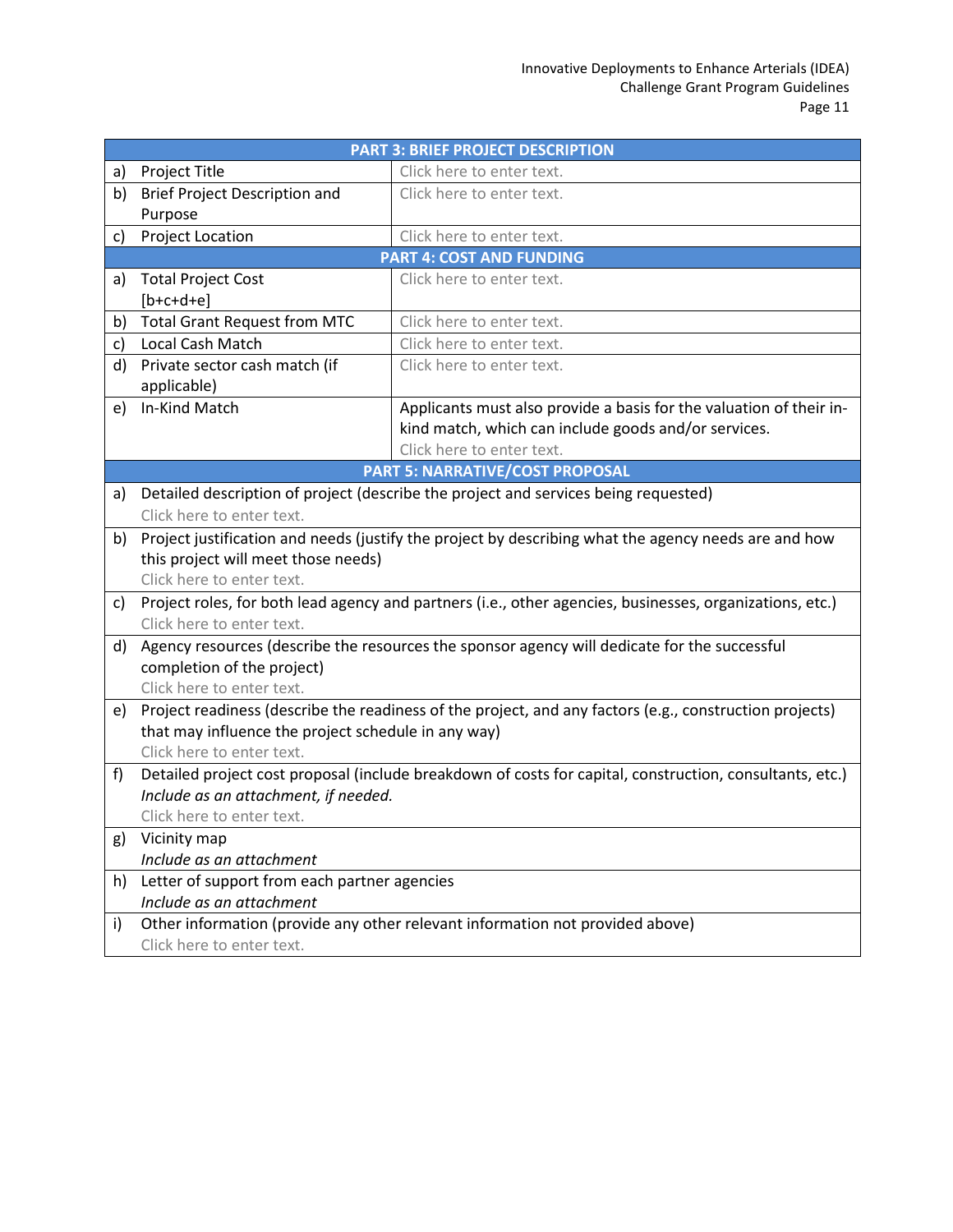| PART 3: BRIEF PROJECT DESCRIPTION | | |
|---|---|---|
| a) | Project Title | Click here to enter text. |
| b) | Brief Project Description and Purpose | Click here to enter text. |
| c) | Project Location | Click here to enter text. |

| PART 4: COST AND FUNDING | | |
|---|---|---|
| a) | Total Project Cost [b+c+d+e] | Click here to enter text. |
| b) | Total Grant Request from MTC | Click here to enter text. |
| c) | Local Cash Match | Click here to enter text. |
| d) | Private sector cash match (if applicable) | Click here to enter text. |
| e) | In-Kind Match | Applicants must also provide a basis for the valuation of their in-kind match, which can include goods and/or services. Click here to enter text. |

| PART 5: NARRATIVE/COST PROPOSAL | |
|---|---|
| a) | Detailed description of project (describe the project and services being requested) Click here to enter text. |
| b) | Project justification and needs (justify the project by describing what the agency needs are and how this project will meet those needs) Click here to enter text. |
| c) | Project roles, for both lead agency and partners (i.e., other agencies, businesses, organizations, etc.) Click here to enter text. |
| d) | Agency resources (describe the resources the sponsor agency will dedicate for the successful completion of the project) Click here to enter text. |
| e) | Project readiness (describe the readiness of the project, and any factors (e.g., construction projects) that may influence the project schedule in any way) Click here to enter text. |
| f) | Detailed project cost proposal (include breakdown of costs for capital, construction, consultants, etc.) *Include as an attachment, if needed.* Click here to enter text. |
| g) | Vicinity map *Include as an attachment* |
| h) | Letter of support from each partner agencies *Include as an attachment* |
| i) | Other information (provide any other relevant information not provided above) Click here to enter text. |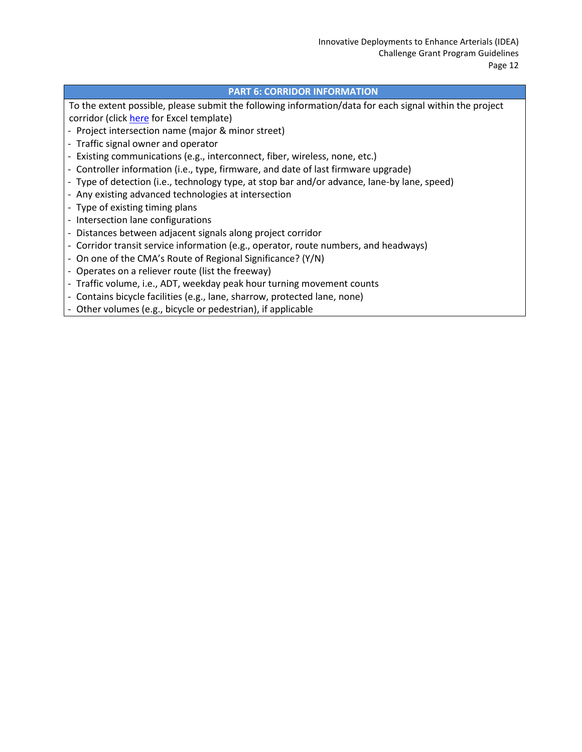## PART 6: CORRIDOR INFORMATION

To the extent possible, please submit the following information/data for each signal within the project corridor (click here for Excel template)

- Project intersection name (major & minor street)
- Traffic signal owner and operator
- Existing communications (e.g., interconnect, fiber, wireless, none, etc.)
- Controller information (i.e., type, firmware, and date of last firmware upgrade)
- Type of detection (i.e., technology type, at stop bar and/or advance, lane-by lane, speed)
- Any existing advanced technologies at intersection
- Type of existing timing plans
- Intersection lane configurations
- Distances between adjacent signals along project corridor
- Corridor transit service information (e.g., operator, route numbers, and headways)
- On one of the CMA's Route of Regional Significance? (Y/N)
- Operates on a reliever route (list the freeway)
- Traffic volume, i.e., ADT, weekday peak hour turning movement counts
- Contains bicycle facilities (e.g., lane, sharrow, protected lane, none)
- Other volumes (e.g., bicycle or pedestrian), if applicable